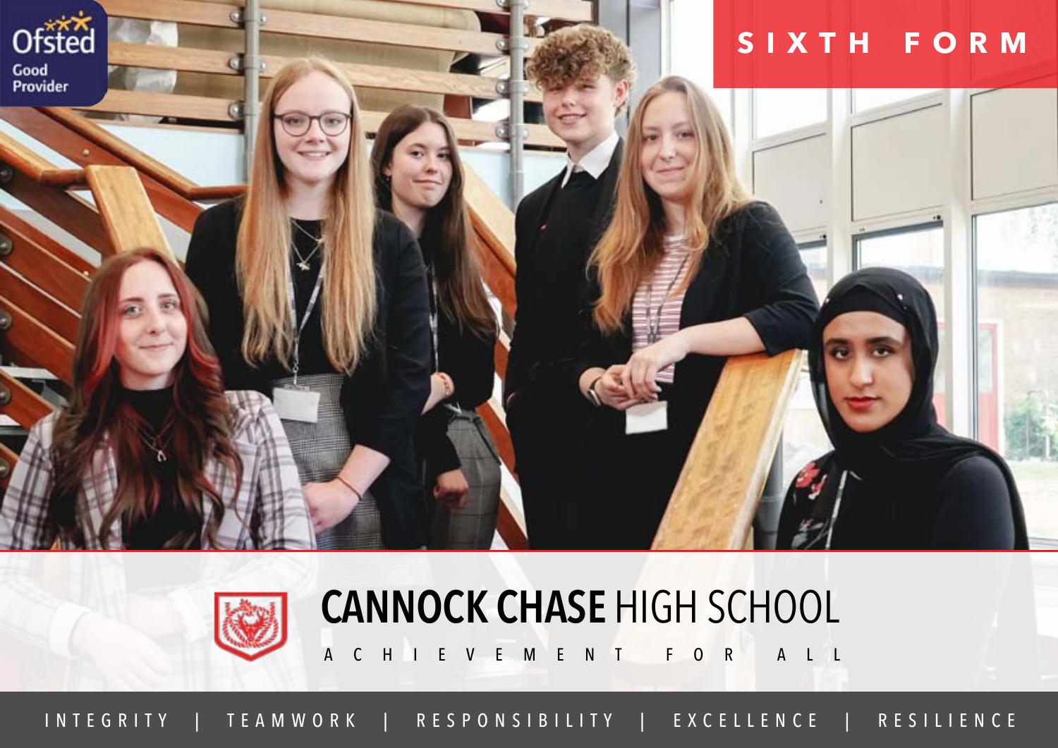Ofsted
Good
Provider

# SIXTH FORM

# CANNOCK CHASE HIGH SCHOOL

ACHIEVEMENT FOR ALL

INTEGRITY | TEAMWORK | RESPONSIBILITY | EXCELLENCE | RESILIENCE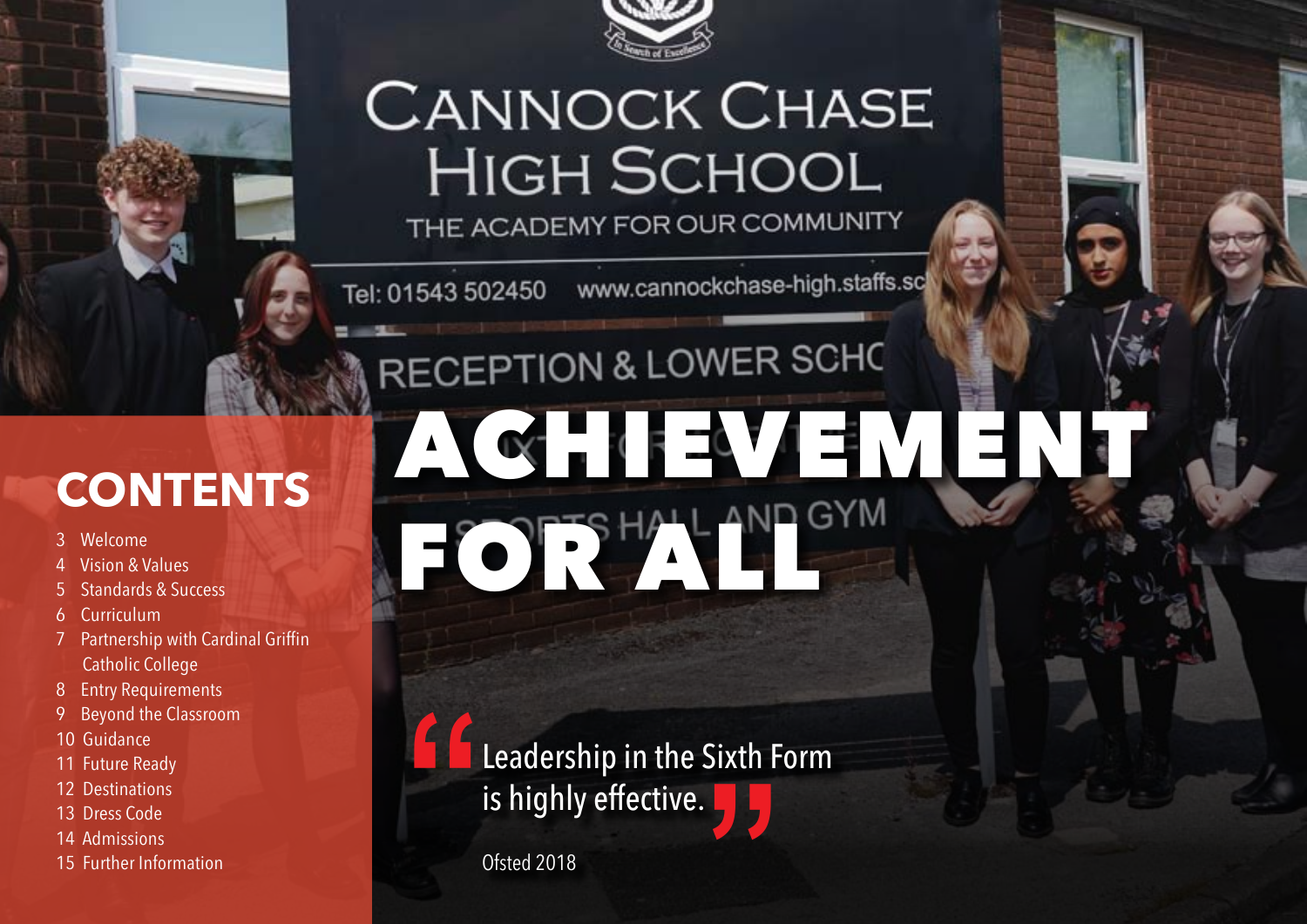# ACHIEVEMENT FOR ALL

## CONTENTS

3 Welcome
4 Vision & Values
5 Standards & Success
6 Curriculum
7 Partnership with Cardinal Griffin Catholic College
8 Entry Requirements
9 Beyond the Classroom
10 Guidance
11 Future Ready
12 Destinations
13 Dress Code
14 Admissions
15 Further Information

> "Leadership in the Sixth Form is highly effective."
>
> Ofsted 2018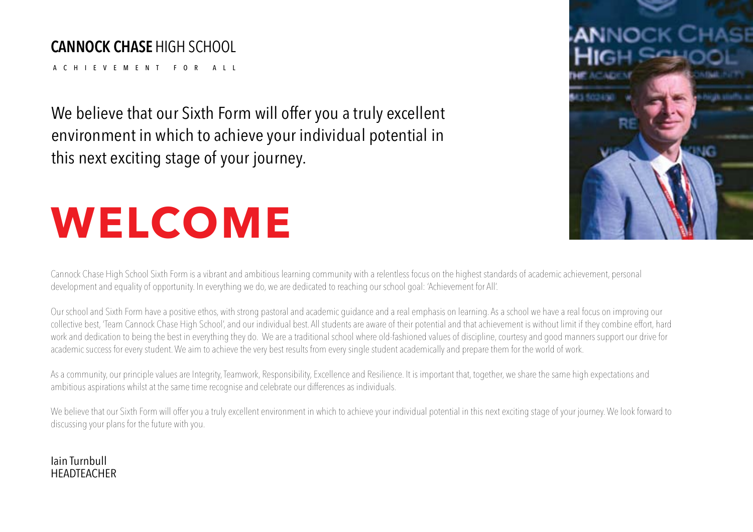**CANNOCK CHASE** HIGH SCHOOL

ACHIEVEMENT FOR ALL

We believe that our Sixth Form will offer you a truly excellent environment in which to achieve your individual potential in this next exciting stage of your journey.

# WELCOME

Cannock Chase High School Sixth Form is a vibrant and ambitious learning community with a relentless focus on the highest standards of academic achievement, personal development and equality of opportunity. In everything we do, we are dedicated to reaching our school goal: 'Achievement for All'.

Our school and Sixth Form have a positive ethos, with strong pastoral and academic guidance and a real emphasis on learning. As a school we have a real focus on improving our collective best, 'Team Cannock Chase High School', and our individual best. All students are aware of their potential and that achievement is without limit if they combine effort, hard work and dedication to being the best in everything they do. We are a traditional school where old-fashioned values of discipline, courtesy and good manners support our drive for academic success for every student. We aim to achieve the very best results from every single student academically and prepare them for the world of work.

As a community, our principle values are Integrity, Teamwork, Responsibility, Excellence and Resilience. It is important that, together, we share the same high expectations and ambitious aspirations whilst at the same time recognise and celebrate our differences as individuals.

We believe that our Sixth Form will offer you a truly excellent environment in which to achieve your individual potential in this next exciting stage of your journey. We look forward to discussing your plans for the future with you.

Iain Turnbull
HEADTEACHER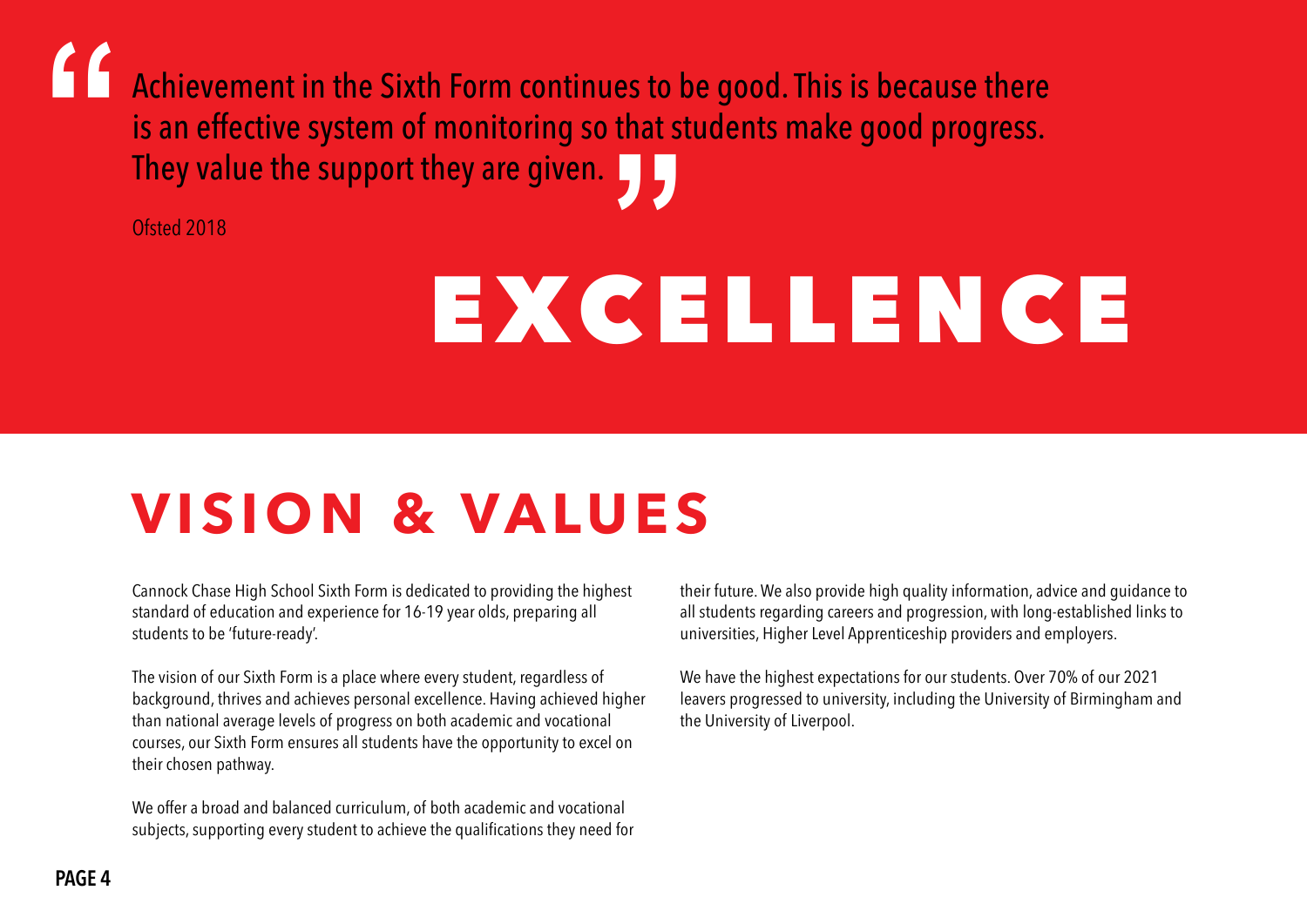> "Achievement in the Sixth Form continues to be good. This is because there is an effective system of monitoring so that students make good progress. They value the support they are given."

Ofsted 2018

# EXCELLENCE

# VISION & VALUES

Cannock Chase High School Sixth Form is dedicated to providing the highest standard of education and experience for 16-19 year olds, preparing all students to be 'future-ready'.

The vision of our Sixth Form is a place where every student, regardless of background, thrives and achieves personal excellence. Having achieved higher than national average levels of progress on both academic and vocational courses, our Sixth Form ensures all students have the opportunity to excel on their chosen pathway.

We offer a broad and balanced curriculum, of both academic and vocational subjects, supporting every student to achieve the qualifications they need for their future. We also provide high quality information, advice and guidance to all students regarding careers and progression, with long-established links to universities, Higher Level Apprenticeship providers and employers.

We have the highest expectations for our students. Over 70% of our 2021 leavers progressed to university, including the University of Birmingham and the University of Liverpool.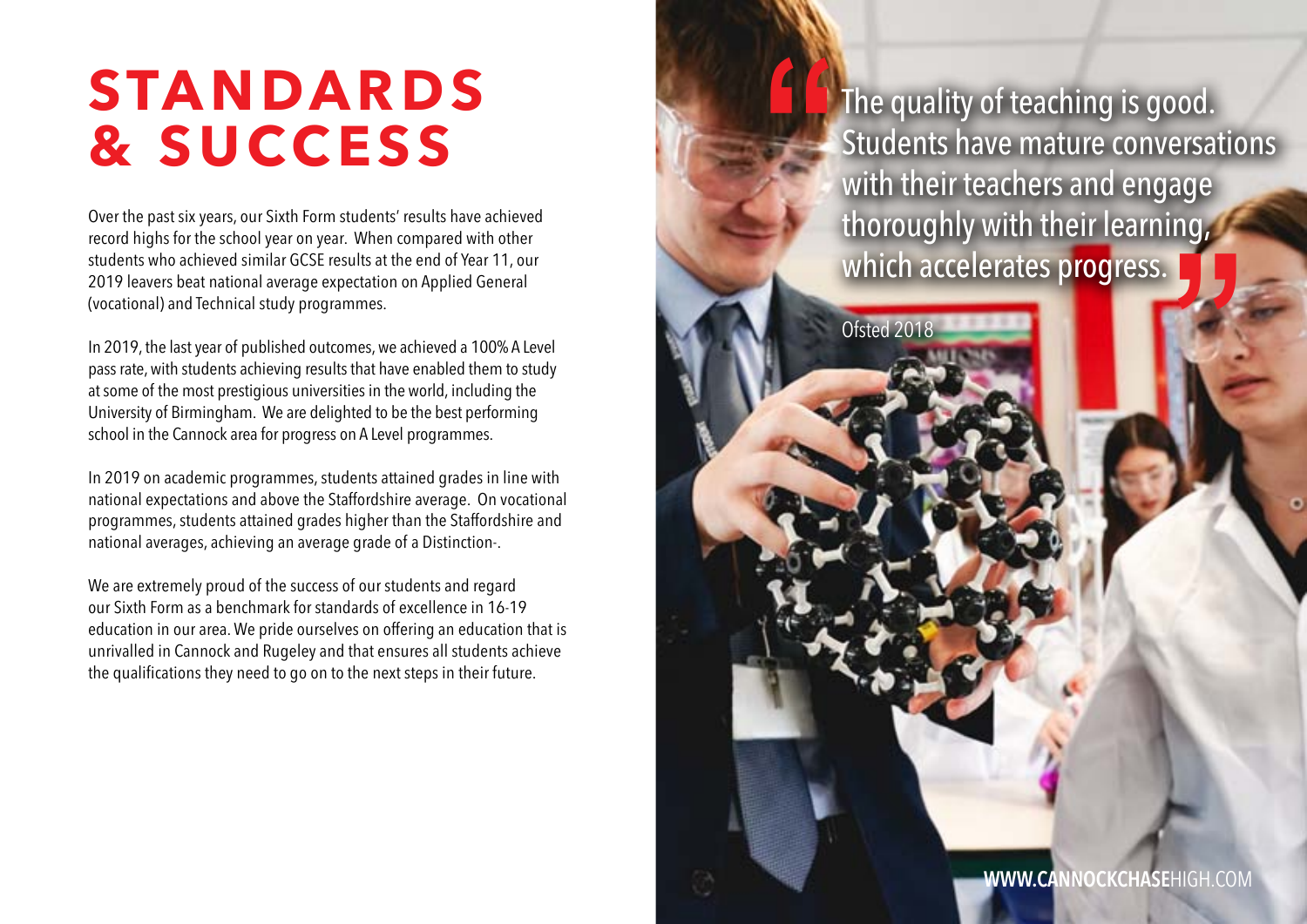# STANDARDS & SUCCESS

Over the past six years, our Sixth Form students' results have achieved record highs for the school year on year. When compared with other students who achieved similar GCSE results at the end of Year 11, our 2019 leavers beat national average expectation on Applied General (vocational) and Technical study programmes.

In 2019, the last year of published outcomes, we achieved a 100% A Level pass rate, with students achieving results that have enabled them to study at some of the most prestigious universities in the world, including the University of Birmingham. We are delighted to be the best performing school in the Cannock area for progress on A Level programmes.

In 2019 on academic programmes, students attained grades in line with national expectations and above the Staffordshire average. On vocational programmes, students attained grades higher than the Staffordshire and national averages, achieving an average grade of a Distinction-.

We are extremely proud of the success of our students and regard our Sixth Form as a benchmark for standards of excellence in 16-19 education in our area. We pride ourselves on offering an education that is unrivalled in Cannock and Rugeley and that ensures all students achieve the qualifications they need to go on to the next steps in their future.

> "The quality of teaching is good. Students have mature conversations with their teachers and engage thoroughly with their learning, which accelerates progress."
>
> Ofsted 2018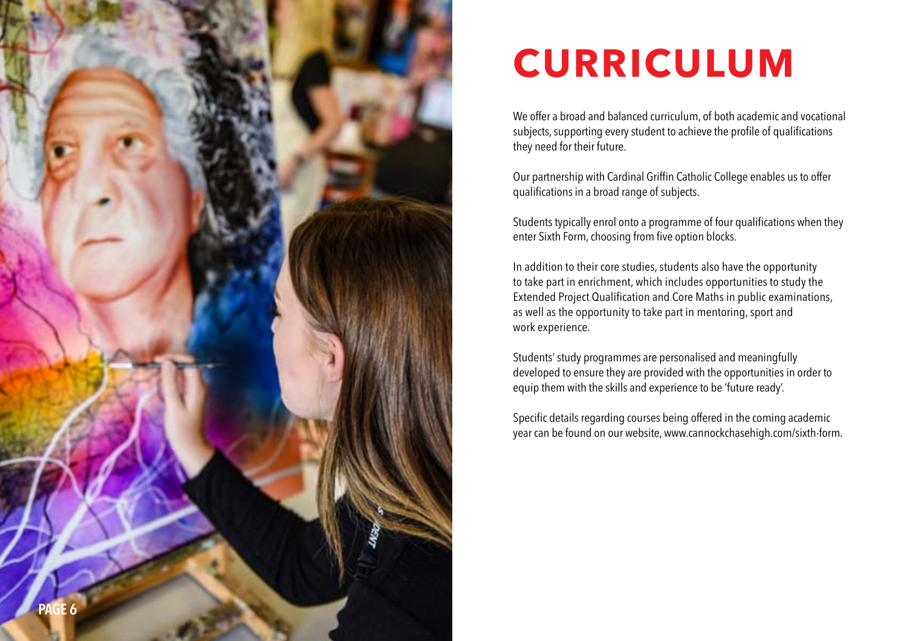# CURRICULUM

We offer a broad and balanced curriculum, of both academic and vocational subjects, supporting every student to achieve the profile of qualifications they need for their future.

Our partnership with Cardinal Griffin Catholic College enables us to offer qualifications in a broad range of subjects.

Students typically enrol onto a programme of four qualifications when they enter Sixth Form, choosing from five option blocks.

In addition to their core studies, students also have the opportunity to take part in enrichment, which includes opportunities to study the Extended Project Qualification and Core Maths in public examinations, as well as the opportunity to take part in mentoring, sport and work experience.

Students' study programmes are personalised and meaningfully developed to ensure they are provided with the opportunities in order to equip them with the skills and experience to be 'future ready'.

Specific details regarding courses being offered in the coming academic year can be found on our website, www.cannockchasehigh.com/sixth-form.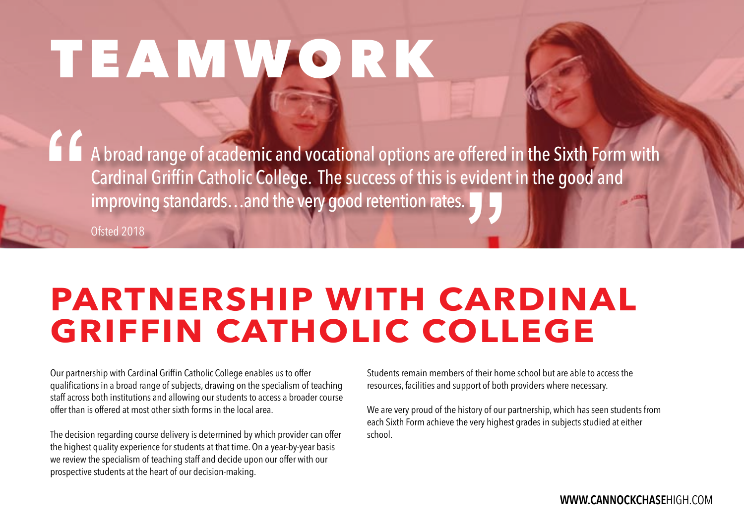# TEAMWORK

> "A broad range of academic and vocational options are offered in the Sixth Form with Cardinal Griffin Catholic College. The success of this is evident in the good and improving standards…and the very good retention rates."
>
> Ofsted 2018

## PARTNERSHIP WITH CARDINAL GRIFFIN CATHOLIC COLLEGE

Our partnership with Cardinal Griffin Catholic College enables us to offer qualifications in a broad range of subjects, drawing on the specialism of teaching staff across both institutions and allowing our students to access a broader course offer than is offered at most other sixth forms in the local area.

The decision regarding course delivery is determined by which provider can offer the highest quality experience for students at that time. On a year-by-year basis we review the specialism of teaching staff and decide upon our offer with our prospective students at the heart of our decision-making.

Students remain members of their home school but are able to access the resources, facilities and support of both providers where necessary.

We are very proud of the history of our partnership, which has seen students from each Sixth Form achieve the very highest grades in subjects studied at either school.

**WWW.CANNOCKCHASE**HIGH.COM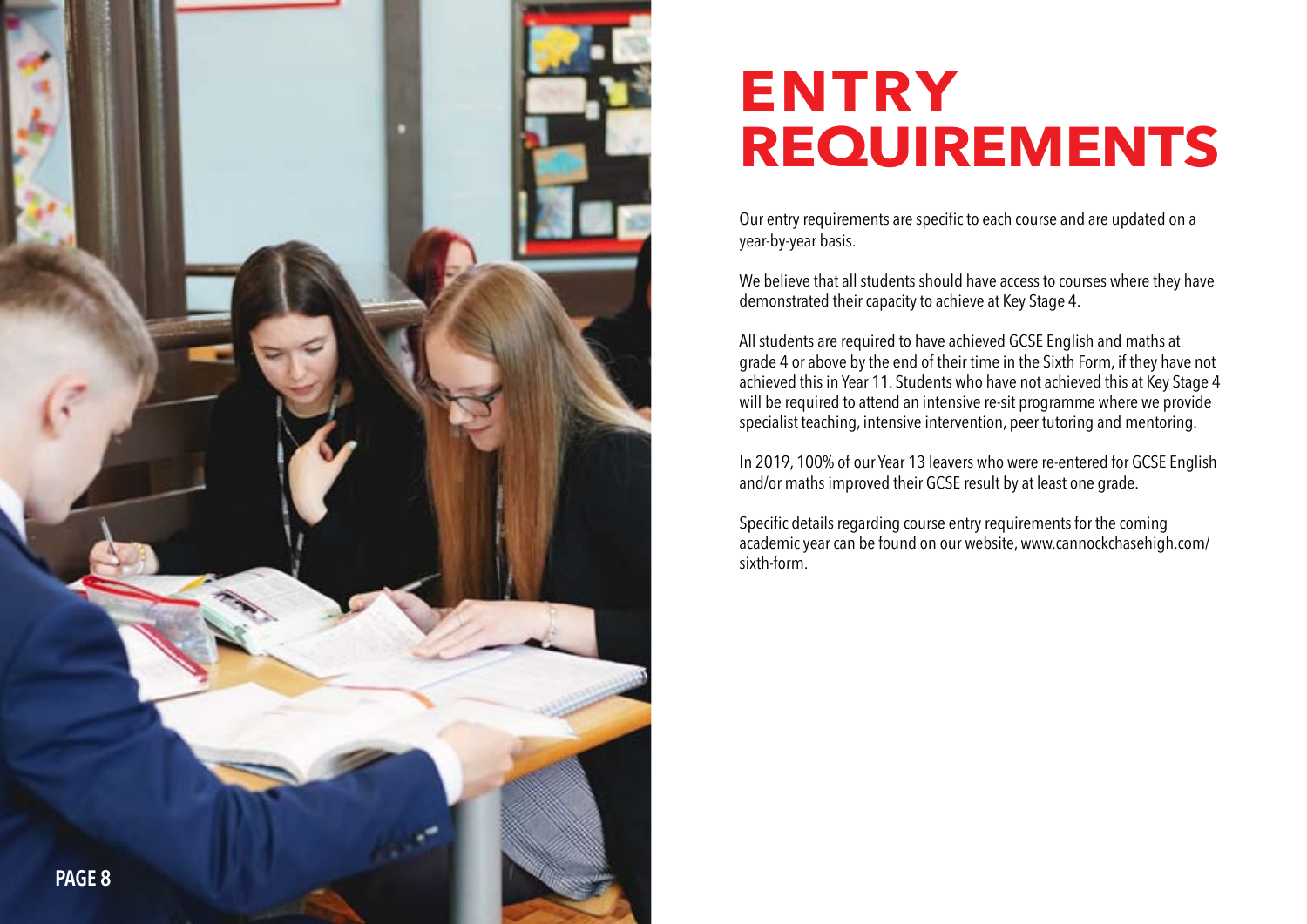# ENTRY REQUIREMENTS

Our entry requirements are specific to each course and are updated on a year-by-year basis.

We believe that all students should have access to courses where they have demonstrated their capacity to achieve at Key Stage 4.

All students are required to have achieved GCSE English and maths at grade 4 or above by the end of their time in the Sixth Form, if they have not achieved this in Year 11. Students who have not achieved this at Key Stage 4 will be required to attend an intensive re-sit programme where we provide specialist teaching, intensive intervention, peer tutoring and mentoring.

In 2019, 100% of our Year 13 leavers who were re-entered for GCSE English and/or maths improved their GCSE result by at least one grade.

Specific details regarding course entry requirements for the coming academic year can be found on our website, www.cannockchasehigh.com/sixth-form.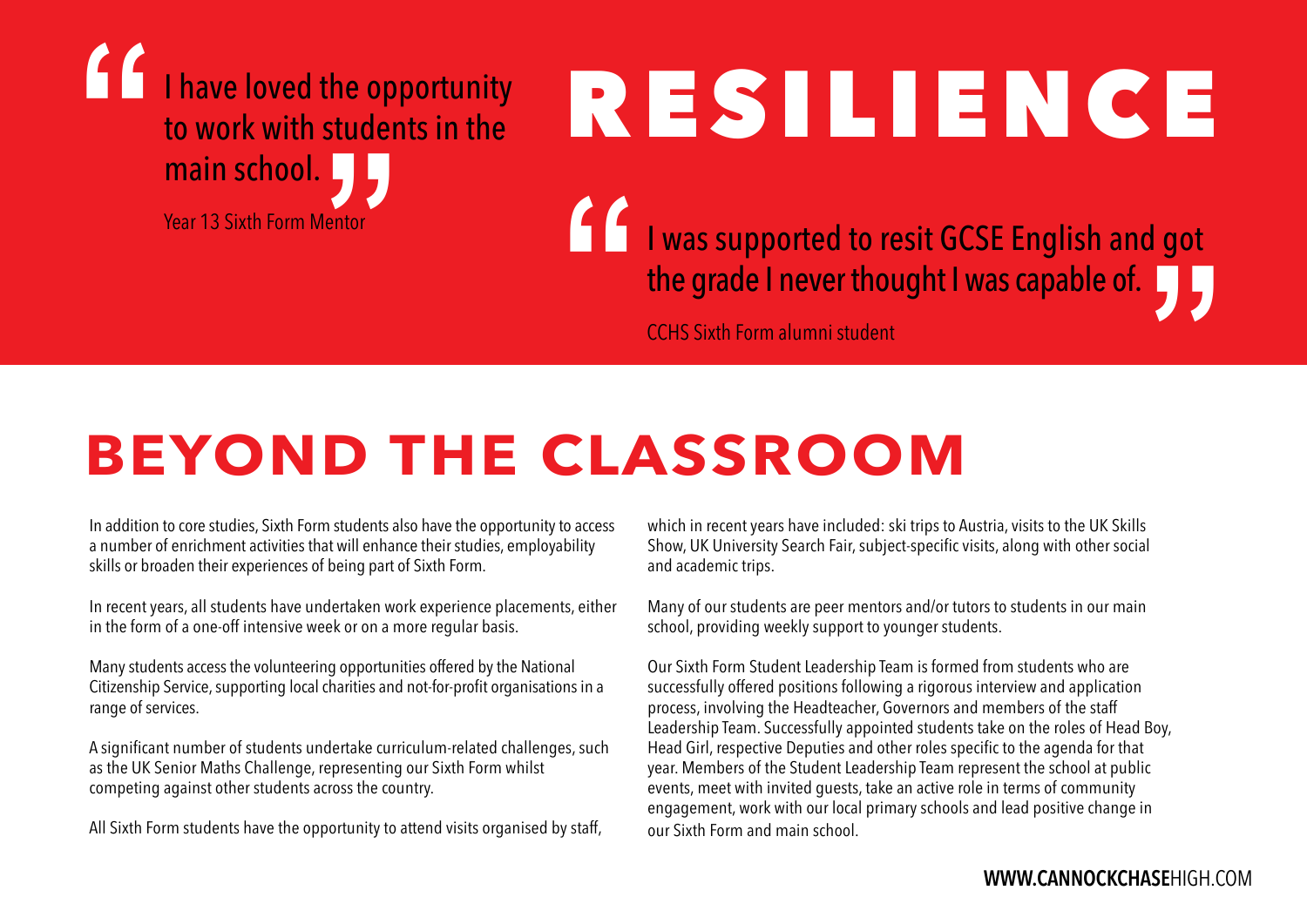> "I have loved the opportunity to work with students in the main school."
>
> Year 13 Sixth Form Mentor

# RESILIENCE

> "I was supported to resit GCSE English and got the grade I never thought I was capable of."
>
> CCHS Sixth Form alumni student

# BEYOND THE CLASSROOM

In addition to core studies, Sixth Form students also have the opportunity to access a number of enrichment activities that will enhance their studies, employability skills or broaden their experiences of being part of Sixth Form.

In recent years, all students have undertaken work experience placements, either in the form of a one-off intensive week or on a more regular basis.

Many students access the volunteering opportunities offered by the National Citizenship Service, supporting local charities and not-for-profit organisations in a range of services.

A significant number of students undertake curriculum-related challenges, such as the UK Senior Maths Challenge, representing our Sixth Form whilst competing against other students across the country.

All Sixth Form students have the opportunity to attend visits organised by staff, which in recent years have included: ski trips to Austria, visits to the UK Skills Show, UK University Search Fair, subject-specific visits, along with other social and academic trips.

Many of our students are peer mentors and/or tutors to students in our main school, providing weekly support to younger students.

Our Sixth Form Student Leadership Team is formed from students who are successfully offered positions following a rigorous interview and application process, involving the Headteacher, Governors and members of the staff Leadership Team. Successfully appointed students take on the roles of Head Boy, Head Girl, respective Deputies and other roles specific to the agenda for that year. Members of the Student Leadership Team represent the school at public events, meet with invited guests, take an active role in terms of community engagement, work with our local primary schools and lead positive change in our Sixth Form and main school.

**WWW.CANNOCKCHASE**HIGH.COM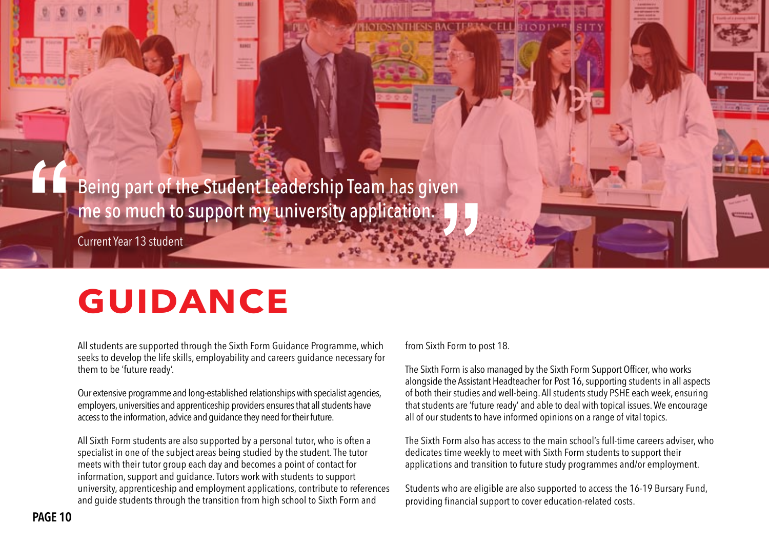> Being part of the Student Leadership Team has given me so much to support my university application.

Current Year 13 student

# GUIDANCE

All students are supported through the Sixth Form Guidance Programme, which seeks to develop the life skills, employability and careers guidance necessary for them to be 'future ready'.

Our extensive programme and long-established relationships with specialist agencies, employers, universities and apprenticeship providers ensures that all students have access to the information, advice and guidance they need for their future.

All Sixth Form students are also supported by a personal tutor, who is often a specialist in one of the subject areas being studied by the student. The tutor meets with their tutor group each day and becomes a point of contact for information, support and guidance. Tutors work with students to support university, apprenticeship and employment applications, contribute to references and guide students through the transition from high school to Sixth Form and from Sixth Form to post 18.

The Sixth Form is also managed by the Sixth Form Support Officer, who works alongside the Assistant Headteacher for Post 16, supporting students in all aspects of both their studies and well-being. All students study PSHE each week, ensuring that students are 'future ready' and able to deal with topical issues. We encourage all of our students to have informed opinions on a range of vital topics.

The Sixth Form also has access to the main school's full-time careers adviser, who dedicates time weekly to meet with Sixth Form students to support their applications and transition to future study programmes and/or employment.

Students who are eligible are also supported to access the 16-19 Bursary Fund, providing financial support to cover education-related costs.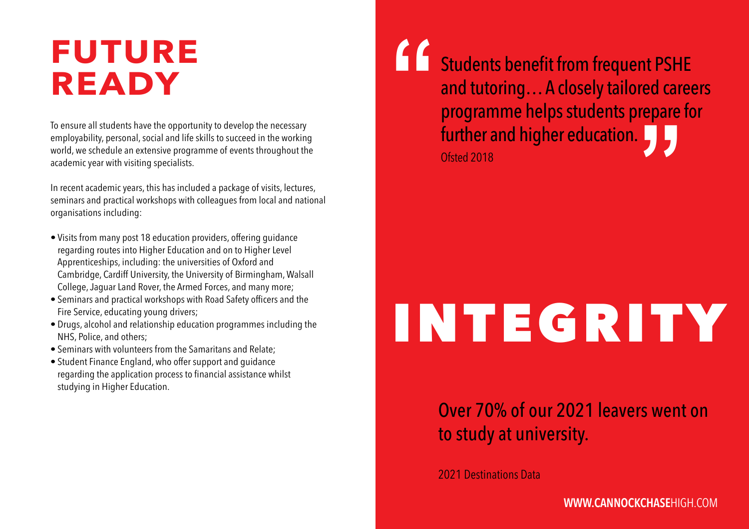# FUTURE READY

To ensure all students have the opportunity to develop the necessary employability, personal, social and life skills to succeed in the working world, we schedule an extensive programme of events throughout the academic year with visiting specialists.

In recent academic years, this has included a package of visits, lectures, seminars and practical workshops with colleagues from local and national organisations including:

- Visits from many post 18 education providers, offering guidance regarding routes into Higher Education and on to Higher Level Apprenticeships, including: the universities of Oxford and Cambridge, Cardiff University, the University of Birmingham, Walsall College, Jaguar Land Rover, the Armed Forces, and many more;
- Seminars and practical workshops with Road Safety officers and the Fire Service, educating young drivers;
- Drugs, alcohol and relationship education programmes including the NHS, Police, and others;
- Seminars with volunteers from the Samaritans and Relate;
- Student Finance England, who offer support and guidance regarding the application process to financial assistance whilst studying in Higher Education.

> "Students benefit from frequent PSHE and tutoring… A closely tailored careers programme helps students prepare for further and higher education."
>
> Ofsted 2018

# INTEGRITY

Over 70% of our 2021 leavers went on to study at university.

2021 Destinations Data

**WWW.CANNOCKCHASE**HIGH.COM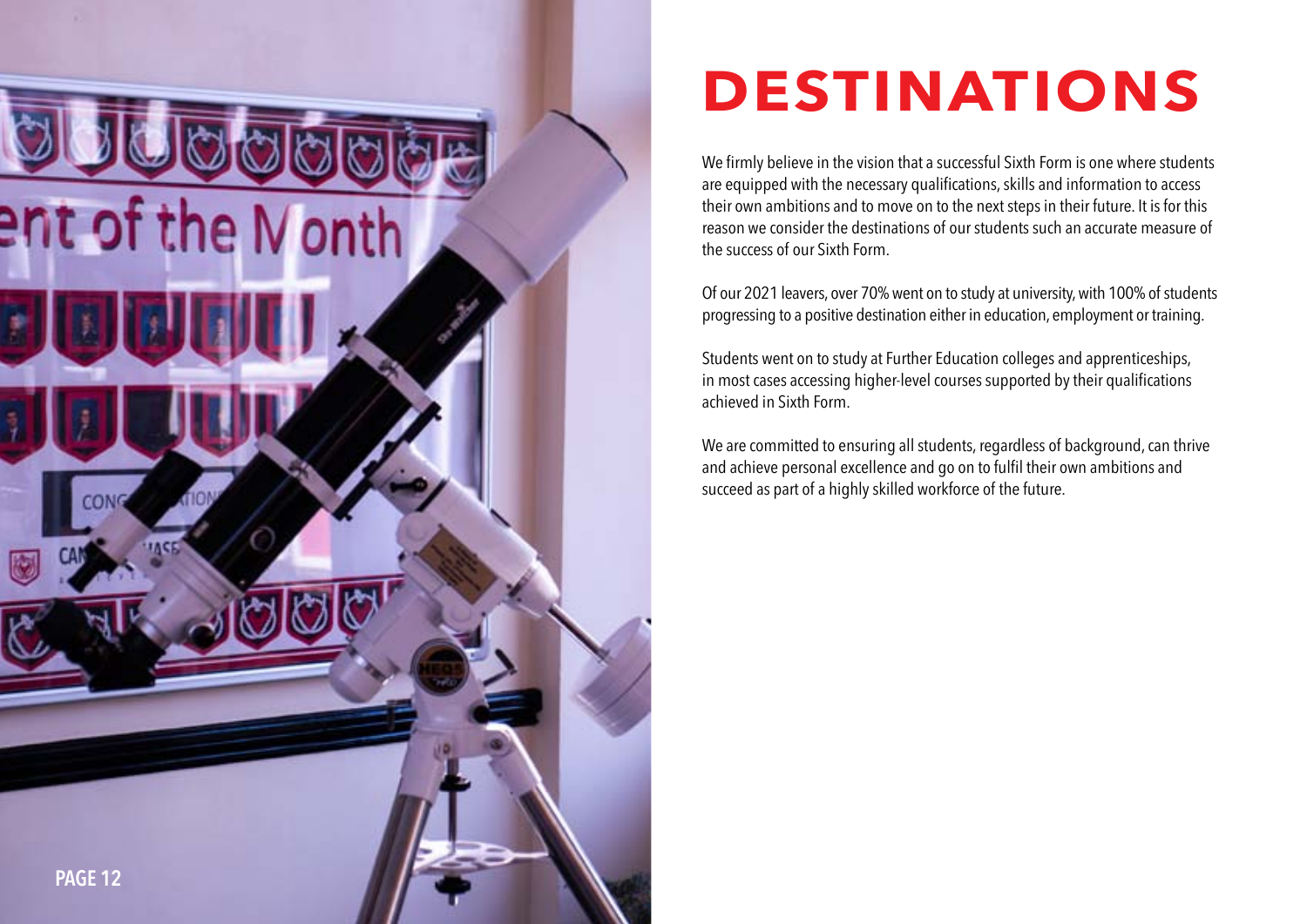# DESTINATIONS

We firmly believe in the vision that a successful Sixth Form is one where students are equipped with the necessary qualifications, skills and information to access their own ambitions and to move on to the next steps in their future. It is for this reason we consider the destinations of our students such an accurate measure of the success of our Sixth Form.

Of our 2021 leavers, over 70% went on to study at university, with 100% of students progressing to a positive destination either in education, employment or training.

Students went on to study at Further Education colleges and apprenticeships, in most cases accessing higher-level courses supported by their qualifications achieved in Sixth Form.

We are committed to ensuring all students, regardless of background, can thrive and achieve personal excellence and go on to fulfil their own ambitions and succeed as part of a highly skilled workforce of the future.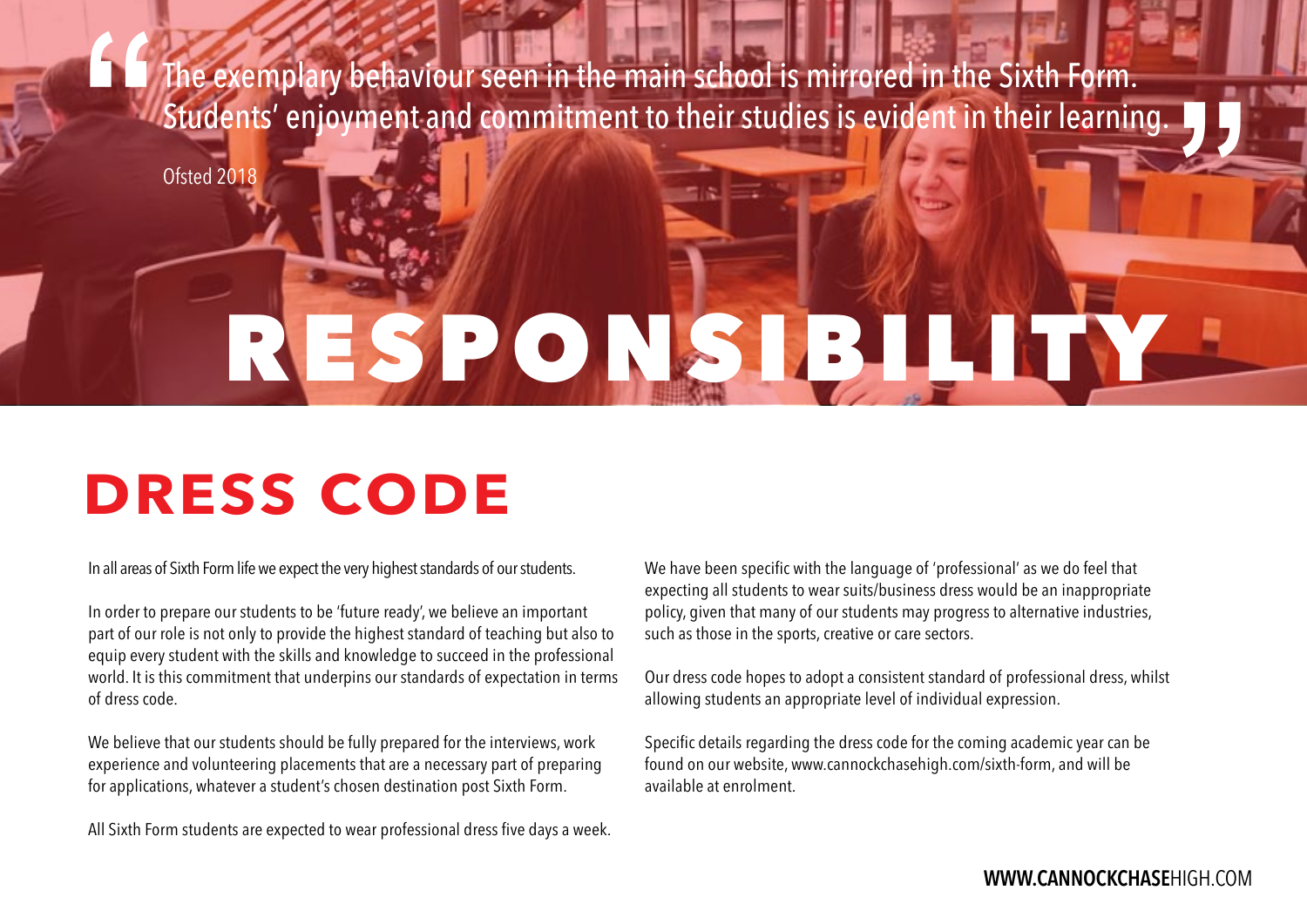> "The exemplary behaviour seen in the main school is mirrored in the Sixth Form. Students' enjoyment and commitment to their studies is evident in their learning."
>
> Ofsted 2018

# RESPONSIBILITY

## DRESS CODE

In all areas of Sixth Form life we expect the very highest standards of our students.

In order to prepare our students to be 'future ready', we believe an important part of our role is not only to provide the highest standard of teaching but also to equip every student with the skills and knowledge to succeed in the professional world. It is this commitment that underpins our standards of expectation in terms of dress code.

We believe that our students should be fully prepared for the interviews, work experience and volunteering placements that are a necessary part of preparing for applications, whatever a student's chosen destination post Sixth Form.

All Sixth Form students are expected to wear professional dress five days a week.

We have been specific with the language of 'professional' as we do feel that expecting all students to wear suits/business dress would be an inappropriate policy, given that many of our students may progress to alternative industries, such as those in the sports, creative or care sectors.

Our dress code hopes to adopt a consistent standard of professional dress, whilst allowing students an appropriate level of individual expression.

Specific details regarding the dress code for the coming academic year can be found on our website, www.cannockchasehigh.com/sixth-form, and will be available at enrolment.

**WWW.CANNOCKCHASE**HIGH.COM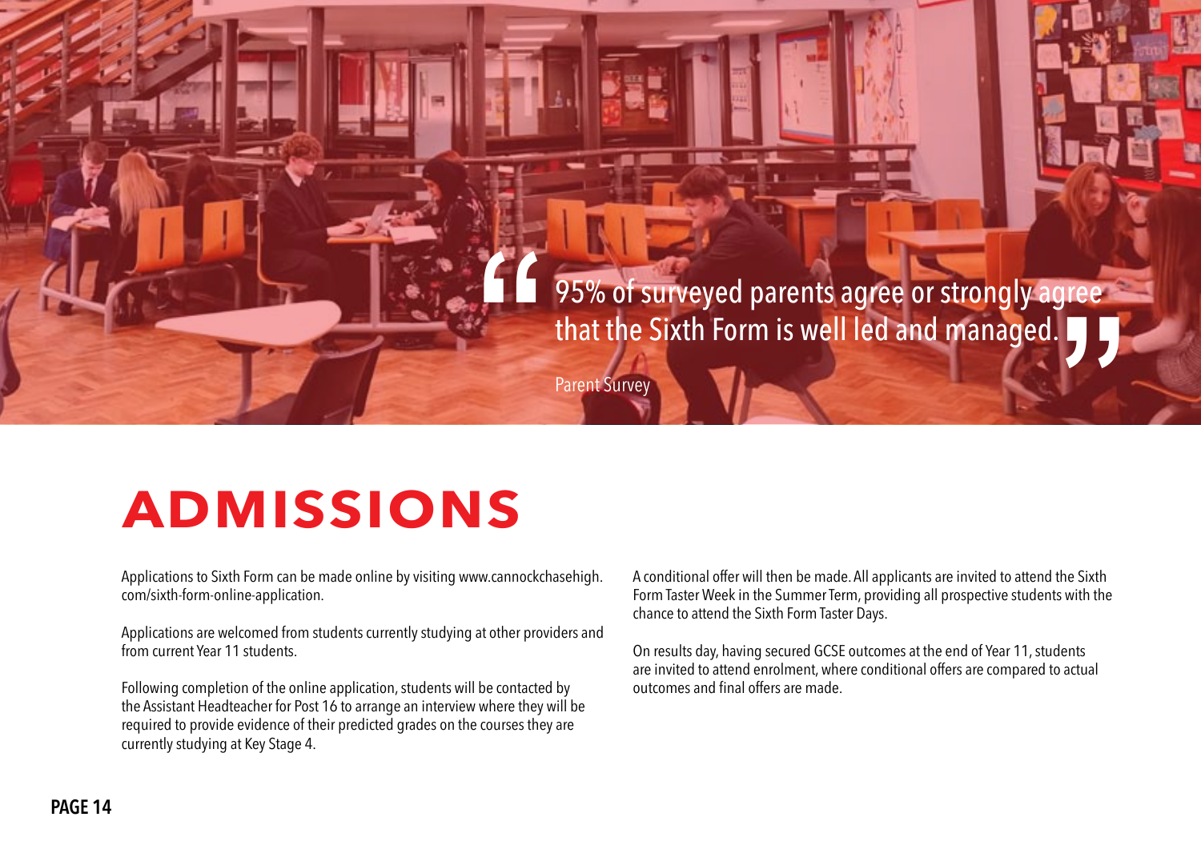> "95% of surveyed parents agree or strongly agree that the Sixth Form is well led and managed."
>
> Parent Survey

# ADMISSIONS

Applications to Sixth Form can be made online by visiting www.cannockchasehigh.com/sixth-form-online-application.

Applications are welcomed from students currently studying at other providers and from current Year 11 students.

Following completion of the online application, students will be contacted by the Assistant Headteacher for Post 16 to arrange an interview where they will be required to provide evidence of their predicted grades on the courses they are currently studying at Key Stage 4.

A conditional offer will then be made. All applicants are invited to attend the Sixth Form Taster Week in the Summer Term, providing all prospective students with the chance to attend the Sixth Form Taster Days.

On results day, having secured GCSE outcomes at the end of Year 11, students are invited to attend enrolment, where conditional offers are compared to actual outcomes and final offers are made.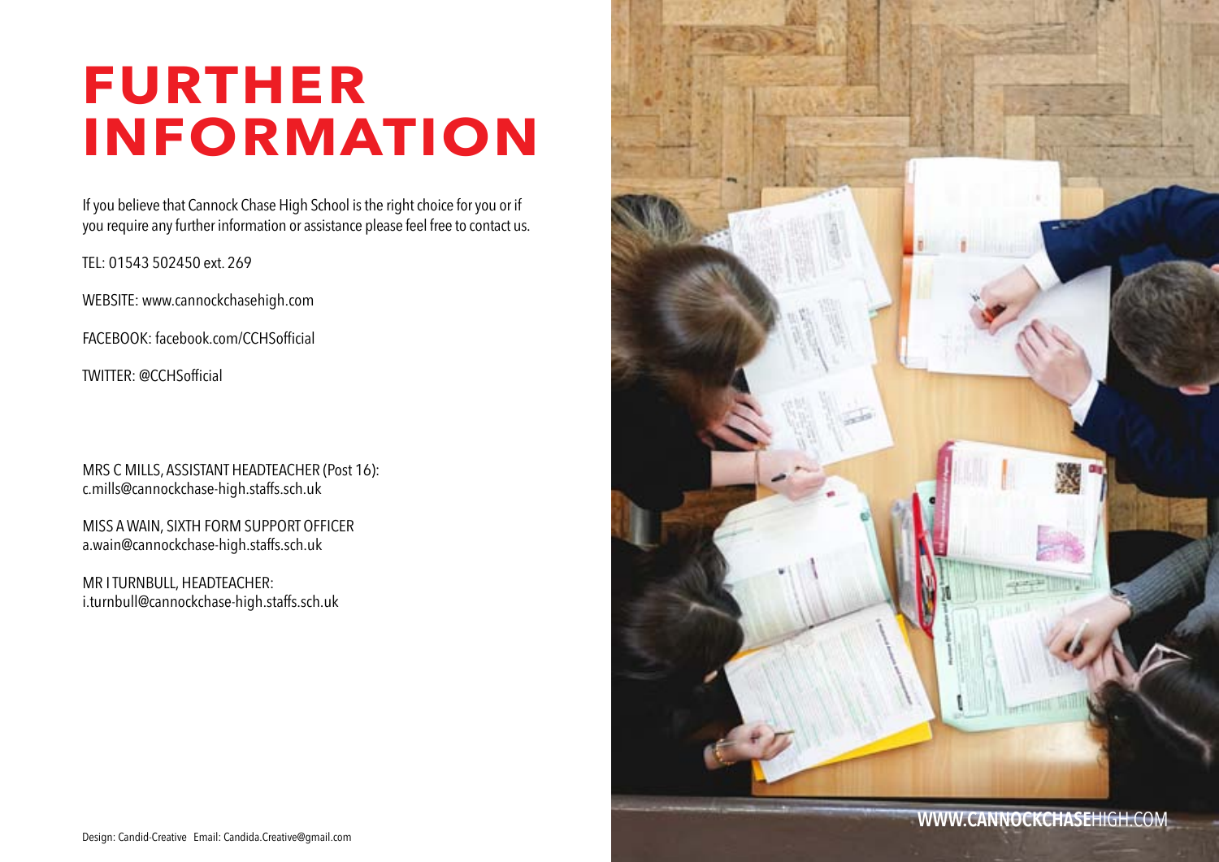# FURTHER INFORMATION

If you believe that Cannock Chase High School is the right choice for you or if you require any further information or assistance please feel free to contact us.

TEL: 01543 502450 ext. 269

WEBSITE: www.cannockchasehigh.com

FACEBOOK: facebook.com/CCHSofficial

TWITTER: @CCHSofficial

MRS C MILLS, ASSISTANT HEADTEACHER (Post 16):
c.mills@cannockchase-high.staffs.sch.uk

MISS A WAIN, SIXTH FORM SUPPORT OFFICER
a.wain@cannockchase-high.staffs.sch.uk

MR I TURNBULL, HEADTEACHER:
i.turnbull@cannockchase-high.staffs.sch.uk

WWW.CANNOCKCHASEHIGH.COM

Design: Candid-Creative Email: Candida.Creative@gmail.com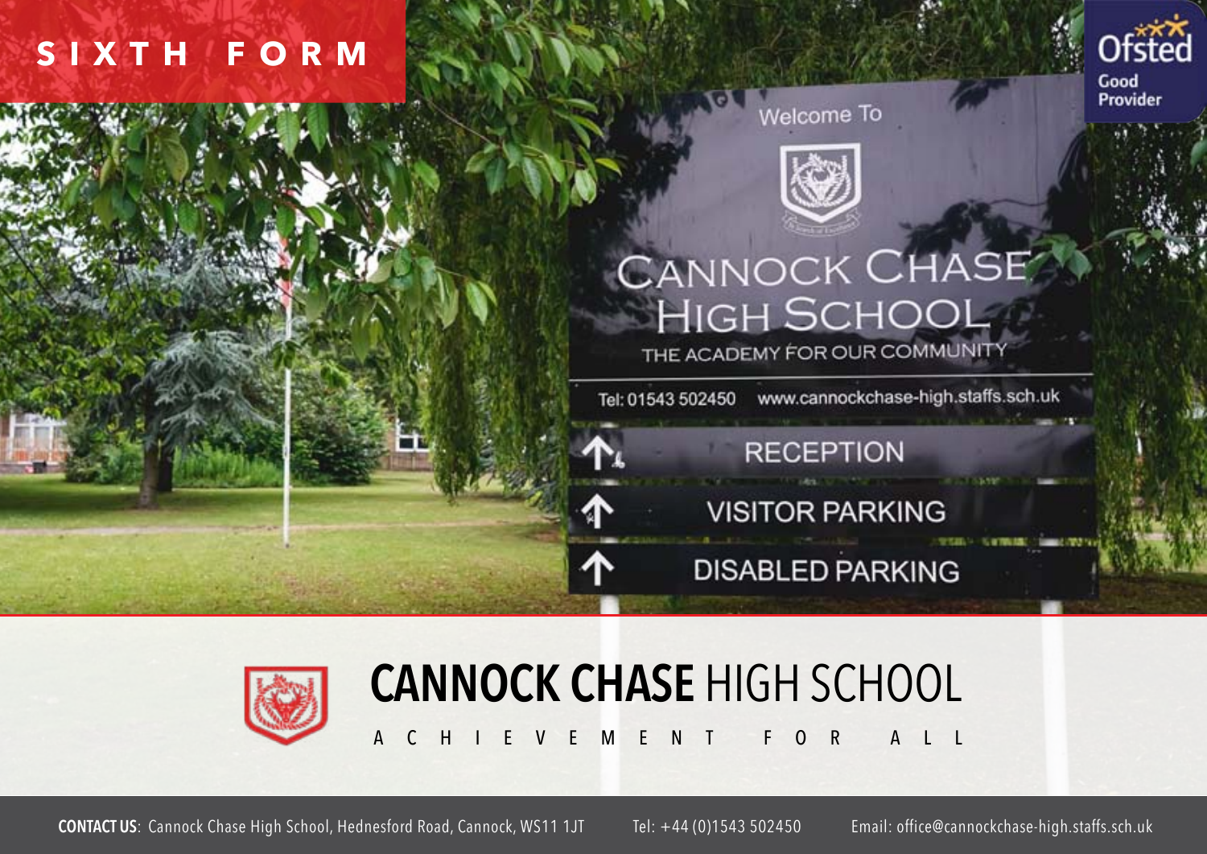SIXTH FORM

# CANNOCK CHASE HIGH SCHOOL

ACHIEVEMENT FOR ALL

**CONTACT US**: Cannock Chase High School, Hednesford Road, Cannock, WS11 1JT Tel: +44 (0)1543 502450 Email: office@cannockchase-high.staffs.sch.uk